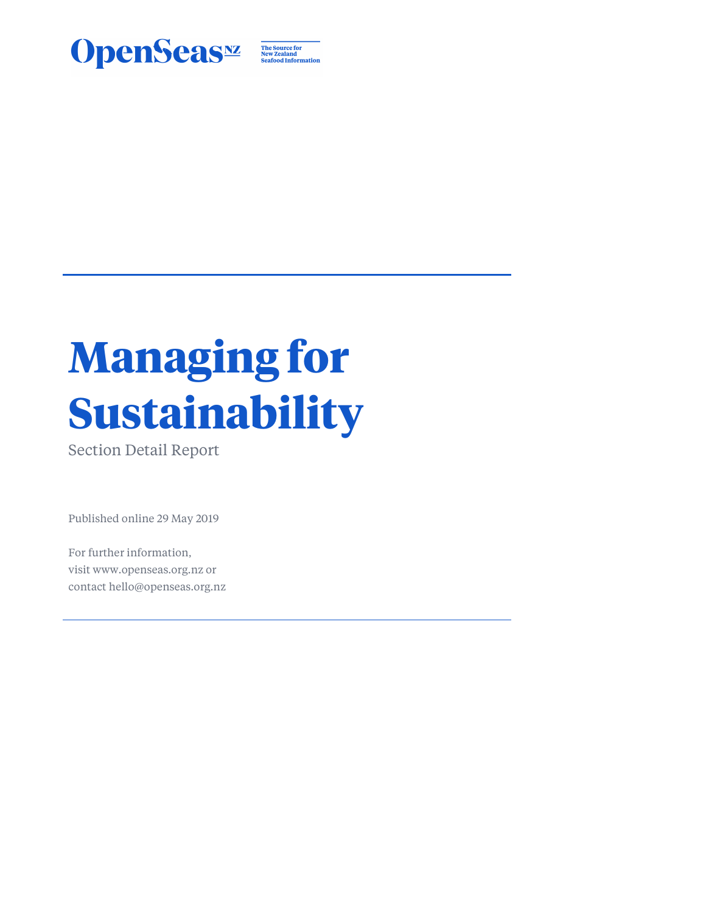OpenSeas NZ

The Source for New Zealand Seafood Information

# Managing for Sustainability

Section Detail Report

Published online 29 May 2019

For further information,
visit www.openseas.org.nz or
contact hello@openseas.org.nz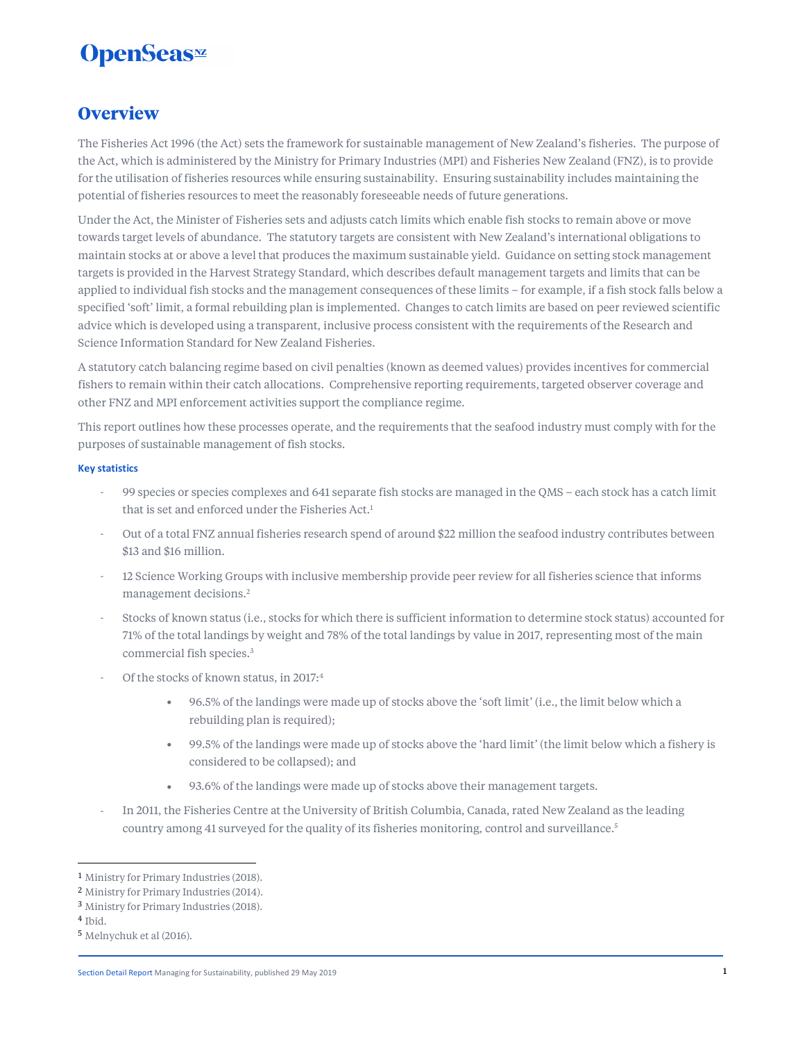# Overview

The Fisheries Act 1996 (the Act) sets the framework for sustainable management of New Zealand's fisheries. The purpose of the Act, which is administered by the Ministry for Primary Industries (MPI) and Fisheries New Zealand (FNZ), is to provide for the utilisation of fisheries resources while ensuring sustainability. Ensuring sustainability includes maintaining the potential of fisheries resources to meet the reasonably foreseeable needs of future generations.

Under the Act, the Minister of Fisheries sets and adjusts catch limits which enable fish stocks to remain above or move towards target levels of abundance. The statutory targets are consistent with New Zealand's international obligations to maintain stocks at or above a level that produces the maximum sustainable yield. Guidance on setting stock management targets is provided in the Harvest Strategy Standard, which describes default management targets and limits that can be applied to individual fish stocks and the management consequences of these limits – for example, if a fish stock falls below a specified 'soft' limit, a formal rebuilding plan is implemented. Changes to catch limits are based on peer reviewed scientific advice which is developed using a transparent, inclusive process consistent with the requirements of the Research and Science Information Standard for New Zealand Fisheries.

A statutory catch balancing regime based on civil penalties (known as deemed values) provides incentives for commercial fishers to remain within their catch allocations. Comprehensive reporting requirements, targeted observer coverage and other FNZ and MPI enforcement activities support the compliance regime.

This report outlines how these processes operate, and the requirements that the seafood industry must comply with for the purposes of sustainable management of fish stocks.

### Key statistics

- 99 species or species complexes and 641 separate fish stocks are managed in the QMS – each stock has a catch limit that is set and enforced under the Fisheries Act.[1]
- Out of a total FNZ annual fisheries research spend of around $22 million the seafood industry contributes between $13 and $16 million.
- 12 Science Working Groups with inclusive membership provide peer review for all fisheries science that informs management decisions.[2]
- Stocks of known status (i.e., stocks for which there is sufficient information to determine stock status) accounted for 71% of the total landings by weight and 78% of the total landings by value in 2017, representing most of the main commercial fish species.[3]
- Of the stocks of known status, in 2017:[4]
    - 96.5% of the landings were made up of stocks above the 'soft limit' (i.e., the limit below which a rebuilding plan is required);
    - 99.5% of the landings were made up of stocks above the 'hard limit' (the limit below which a fishery is considered to be collapsed); and
    - 93.6% of the landings were made up of stocks above their management targets.
- In 2011, the Fisheries Centre at the University of British Columbia, Canada, rated New Zealand as the leading country among 41 surveyed for the quality of its fisheries monitoring, control and surveillance.[5]

---

[1] Ministry for Primary Industries (2018).
[2] Ministry for Primary Industries (2014).
[3] Ministry for Primary Industries (2018).
[4] Ibid.
[5] Melnychuk et al (2016).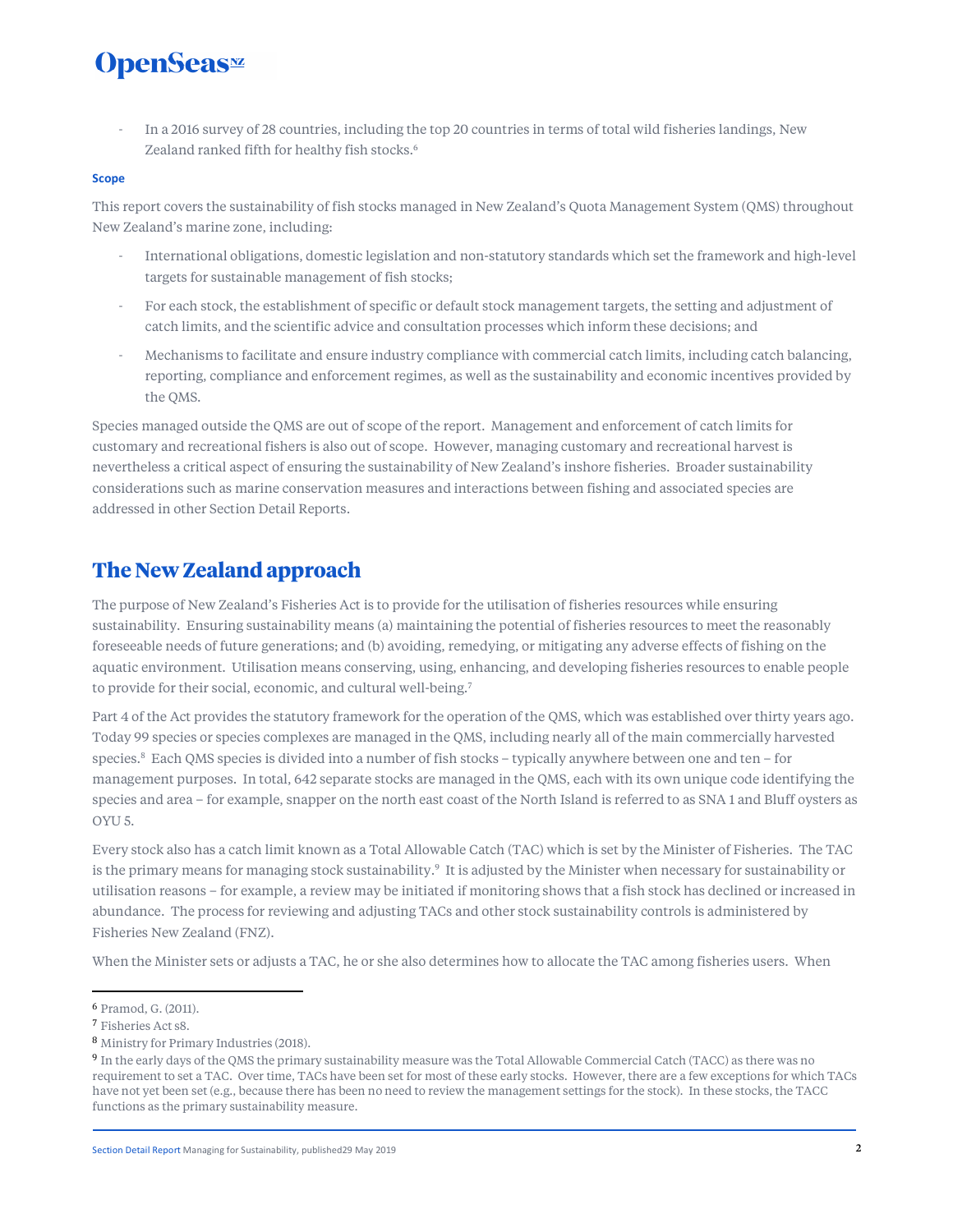- In a 2016 survey of 28 countries, including the top 20 countries in terms of total wild fisheries landings, New Zealand ranked fifth for healthy fish stocks.[6]

**Scope**

This report covers the sustainability of fish stocks managed in New Zealand's Quota Management System (QMS) throughout New Zealand's marine zone, including:

- International obligations, domestic legislation and non-statutory standards which set the framework and high-level targets for sustainable management of fish stocks;
- For each stock, the establishment of specific or default stock management targets, the setting and adjustment of catch limits, and the scientific advice and consultation processes which inform these decisions; and
- Mechanisms to facilitate and ensure industry compliance with commercial catch limits, including catch balancing, reporting, compliance and enforcement regimes, as well as the sustainability and economic incentives provided by the QMS.

Species managed outside the QMS are out of scope of the report. Management and enforcement of catch limits for customary and recreational fishers is also out of scope. However, managing customary and recreational harvest is nevertheless a critical aspect of ensuring the sustainability of New Zealand's inshore fisheries. Broader sustainability considerations such as marine conservation measures and interactions between fishing and associated species are addressed in other Section Detail Reports.

## The New Zealand approach

The purpose of New Zealand's Fisheries Act is to provide for the utilisation of fisheries resources while ensuring sustainability. Ensuring sustainability means (a) maintaining the potential of fisheries resources to meet the reasonably foreseeable needs of future generations; and (b) avoiding, remedying, or mitigating any adverse effects of fishing on the aquatic environment. Utilisation means conserving, using, enhancing, and developing fisheries resources to enable people to provide for their social, economic, and cultural well-being.[7]

Part 4 of the Act provides the statutory framework for the operation of the QMS, which was established over thirty years ago. Today 99 species or species complexes are managed in the QMS, including nearly all of the main commercially harvested species.[8] Each QMS species is divided into a number of fish stocks – typically anywhere between one and ten – for management purposes. In total, 642 separate stocks are managed in the QMS, each with its own unique code identifying the species and area – for example, snapper on the north east coast of the North Island is referred to as SNA 1 and Bluff oysters as OYU 5.

Every stock also has a catch limit known as a Total Allowable Catch (TAC) which is set by the Minister of Fisheries. The TAC is the primary means for managing stock sustainability.[9] It is adjusted by the Minister when necessary for sustainability or utilisation reasons – for example, a review may be initiated if monitoring shows that a fish stock has declined or increased in abundance. The process for reviewing and adjusting TACs and other stock sustainability controls is administered by Fisheries New Zealand (FNZ).

When the Minister sets or adjusts a TAC, he or she also determines how to allocate the TAC among fisheries users. When

---

[6] Pramod, G. (2011).

[7] Fisheries Act s8.

[8] Ministry for Primary Industries (2018).

[9] In the early days of the QMS the primary sustainability measure was the Total Allowable Commercial Catch (TACC) as there was no requirement to set a TAC. Over time, TACs have been set for most of these early stocks. However, there are a few exceptions for which TACs have not yet been set (e.g., because there has been no need to review the management settings for the stock). In these stocks, the TACC functions as the primary sustainability measure.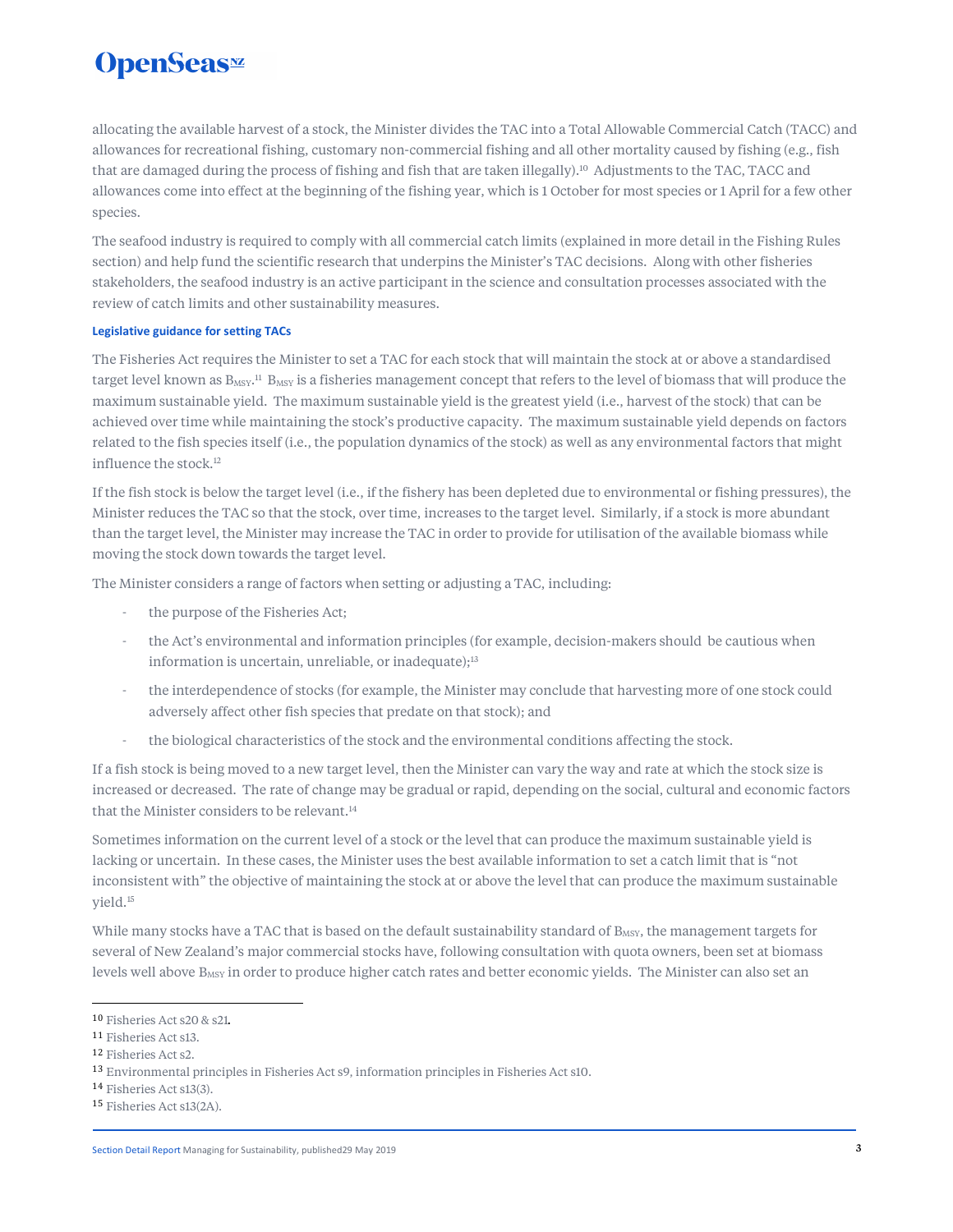allocating the available harvest of a stock, the Minister divides the TAC into a Total Allowable Commercial Catch (TACC) and allowances for recreational fishing, customary non-commercial fishing and all other mortality caused by fishing (e.g., fish that are damaged during the process of fishing and fish that are taken illegally).[10] Adjustments to the TAC, TACC and allowances come into effect at the beginning of the fishing year, which is 1 October for most species or 1 April for a few other species.

The seafood industry is required to comply with all commercial catch limits (explained in more detail in the Fishing Rules section) and help fund the scientific research that underpins the Minister's TAC decisions. Along with other fisheries stakeholders, the seafood industry is an active participant in the science and consultation processes associated with the review of catch limits and other sustainability measures.

#### Legislative guidance for setting TACs

The Fisheries Act requires the Minister to set a TAC for each stock that will maintain the stock at or above a standardised target level known as $B_{MSY}$.[11] $B_{MSY}$ is a fisheries management concept that refers to the level of biomass that will produce the maximum sustainable yield. The maximum sustainable yield is the greatest yield (i.e., harvest of the stock) that can be achieved over time while maintaining the stock's productive capacity. The maximum sustainable yield depends on factors related to the fish species itself (i.e., the population dynamics of the stock) as well as any environmental factors that might influence the stock.[12]

If the fish stock is below the target level (i.e., if the fishery has been depleted due to environmental or fishing pressures), the Minister reduces the TAC so that the stock, over time, increases to the target level. Similarly, if a stock is more abundant than the target level, the Minister may increase the TAC in order to provide for utilisation of the available biomass while moving the stock down towards the target level.

The Minister considers a range of factors when setting or adjusting a TAC, including:

- the purpose of the Fisheries Act;
- the Act's environmental and information principles (for example, decision-makers should be cautious when information is uncertain, unreliable, or inadequate);[13]
- the interdependence of stocks (for example, the Minister may conclude that harvesting more of one stock could adversely affect other fish species that predate on that stock); and
- the biological characteristics of the stock and the environmental conditions affecting the stock.

If a fish stock is being moved to a new target level, then the Minister can vary the way and rate at which the stock size is increased or decreased. The rate of change may be gradual or rapid, depending on the social, cultural and economic factors that the Minister considers to be relevant.[14]

Sometimes information on the current level of a stock or the level that can produce the maximum sustainable yield is lacking or uncertain. In these cases, the Minister uses the best available information to set a catch limit that is "not inconsistent with" the objective of maintaining the stock at or above the level that can produce the maximum sustainable yield.[15]

While many stocks have a TAC that is based on the default sustainability standard of $B_{MSY}$, the management targets for several of New Zealand's major commercial stocks have, following consultation with quota owners, been set at biomass levels well above $B_{MSY}$ in order to produce higher catch rates and better economic yields. The Minister can also set an

---

[10] Fisheries Act s20 & s21.

[11] Fisheries Act s13.

[12] Fisheries Act s2.

[13] Environmental principles in Fisheries Act s9, information principles in Fisheries Act s10.

[14] Fisheries Act s13(3).

[15] Fisheries Act s13(2A).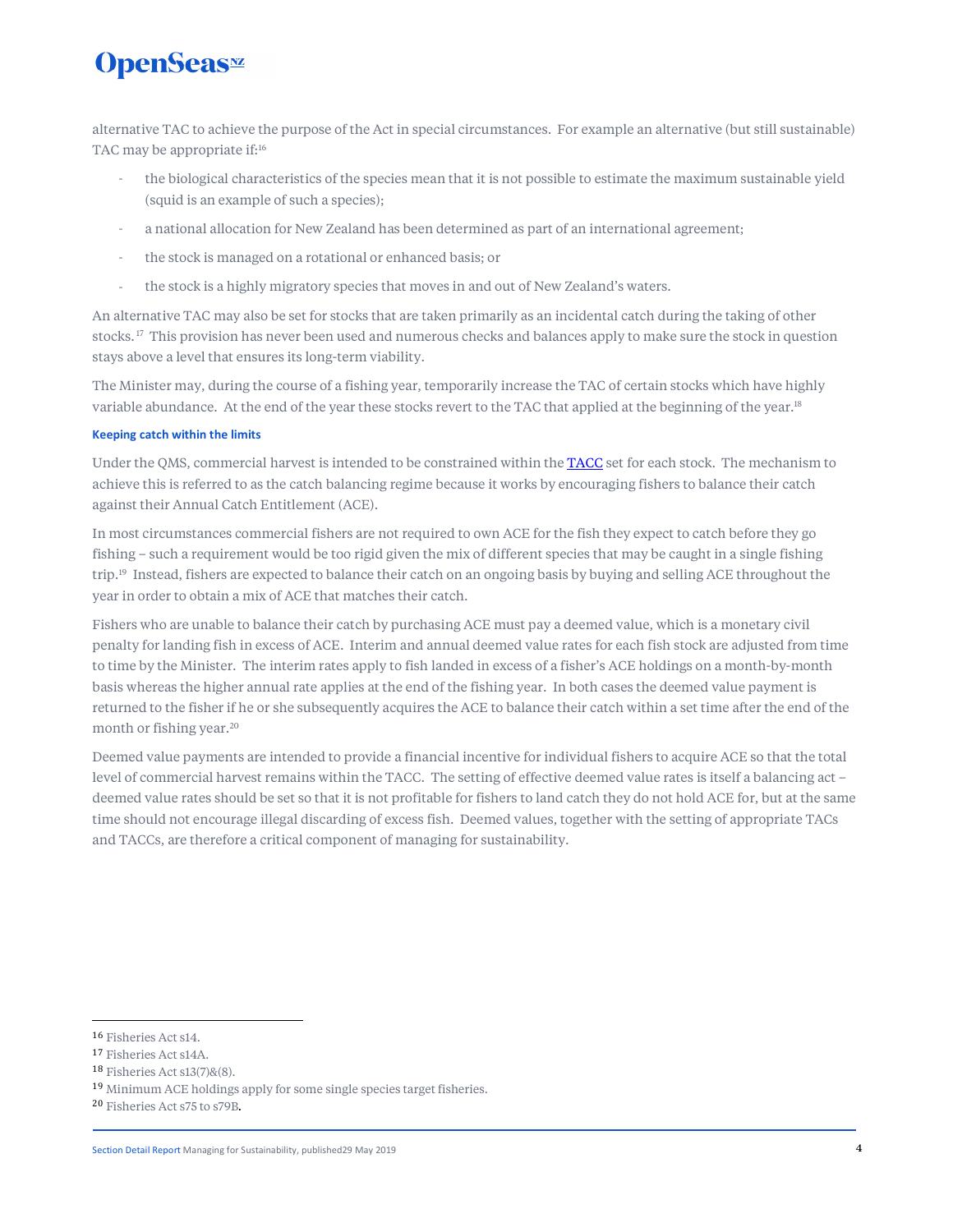alternative TAC to achieve the purpose of the Act in special circumstances. For example an alternative (but still sustainable) TAC may be appropriate if:[16]

- the biological characteristics of the species mean that it is not possible to estimate the maximum sustainable yield (squid is an example of such a species);
- a national allocation for New Zealand has been determined as part of an international agreement;
- the stock is managed on a rotational or enhanced basis; or
- the stock is a highly migratory species that moves in and out of New Zealand's waters.

An alternative TAC may also be set for stocks that are taken primarily as an incidental catch during the taking of other stocks.[17] This provision has never been used and numerous checks and balances apply to make sure the stock in question stays above a level that ensures its long-term viability.

The Minister may, during the course of a fishing year, temporarily increase the TAC of certain stocks which have highly variable abundance. At the end of the year these stocks revert to the TAC that applied at the beginning of the year.[18]

#### Keeping catch within the limits

Under the QMS, commercial harvest is intended to be constrained within the TACC set for each stock. The mechanism to achieve this is referred to as the catch balancing regime because it works by encouraging fishers to balance their catch against their Annual Catch Entitlement (ACE).

In most circumstances commercial fishers are not required to own ACE for the fish they expect to catch before they go fishing – such a requirement would be too rigid given the mix of different species that may be caught in a single fishing trip.[19] Instead, fishers are expected to balance their catch on an ongoing basis by buying and selling ACE throughout the year in order to obtain a mix of ACE that matches their catch.

Fishers who are unable to balance their catch by purchasing ACE must pay a deemed value, which is a monetary civil penalty for landing fish in excess of ACE. Interim and annual deemed value rates for each fish stock are adjusted from time to time by the Minister. The interim rates apply to fish landed in excess of a fisher's ACE holdings on a month-by-month basis whereas the higher annual rate applies at the end of the fishing year. In both cases the deemed value payment is returned to the fisher if he or she subsequently acquires the ACE to balance their catch within a set time after the end of the month or fishing year.[20]

Deemed value payments are intended to provide a financial incentive for individual fishers to acquire ACE so that the total level of commercial harvest remains within the TACC. The setting of effective deemed value rates is itself a balancing act – deemed value rates should be set so that it is not profitable for fishers to land catch they do not hold ACE for, but at the same time should not encourage illegal discarding of excess fish. Deemed values, together with the setting of appropriate TACs and TACCs, are therefore a critical component of managing for sustainability.

---

[16] Fisheries Act s14.

[17] Fisheries Act s14A.

[18] Fisheries Act s13(7)&(8).

[19] Minimum ACE holdings apply for some single species target fisheries.

[20] Fisheries Act s75 to s79B.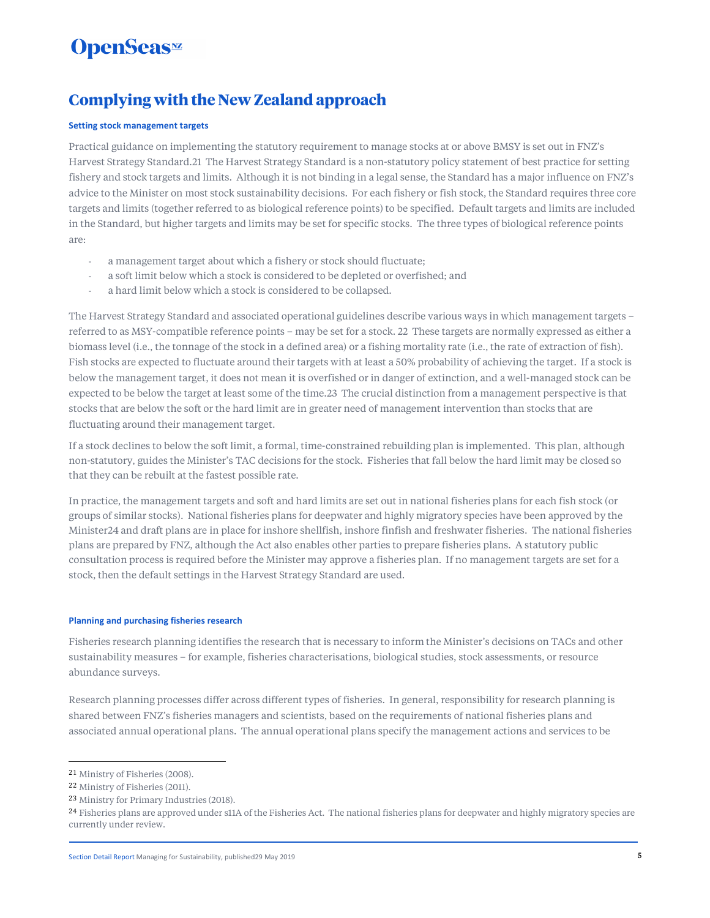## Complying with the New Zealand approach

### Setting stock management targets

Practical guidance on implementing the statutory requirement to manage stocks at or above BMSY is set out in FNZ's Harvest Strategy Standard.[21] The Harvest Strategy Standard is a non-statutory policy statement of best practice for setting fishery and stock targets and limits. Although it is not binding in a legal sense, the Standard has a major influence on FNZ's advice to the Minister on most stock sustainability decisions. For each fishery or fish stock, the Standard requires three core targets and limits (together referred to as biological reference points) to be specified. Default targets and limits are included in the Standard, but higher targets and limits may be set for specific stocks. The three types of biological reference points are:

- a management target about which a fishery or stock should fluctuate;
- a soft limit below which a stock is considered to be depleted or overfished; and
- a hard limit below which a stock is considered to be collapsed.

The Harvest Strategy Standard and associated operational guidelines describe various ways in which management targets – referred to as MSY-compatible reference points – may be set for a stock.[22] These targets are normally expressed as either a biomass level (i.e., the tonnage of the stock in a defined area) or a fishing mortality rate (i.e., the rate of extraction of fish). Fish stocks are expected to fluctuate around their targets with at least a 50% probability of achieving the target. If a stock is below the management target, it does not mean it is overfished or in danger of extinction, and a well-managed stock can be expected to be below the target at least some of the time.[23] The crucial distinction from a management perspective is that stocks that are below the soft or the hard limit are in greater need of management intervention than stocks that are fluctuating around their management target.

If a stock declines to below the soft limit, a formal, time-constrained rebuilding plan is implemented. This plan, although non-statutory, guides the Minister's TAC decisions for the stock. Fisheries that fall below the hard limit may be closed so that they can be rebuilt at the fastest possible rate.

In practice, the management targets and soft and hard limits are set out in national fisheries plans for each fish stock (or groups of similar stocks). National fisheries plans for deepwater and highly migratory species have been approved by the Minister[24] and draft plans are in place for inshore shellfish, inshore finfish and freshwater fisheries. The national fisheries plans are prepared by FNZ, although the Act also enables other parties to prepare fisheries plans. A statutory public consultation process is required before the Minister may approve a fisheries plan. If no management targets are set for a stock, then the default settings in the Harvest Strategy Standard are used.

### Planning and purchasing fisheries research

Fisheries research planning identifies the research that is necessary to inform the Minister's decisions on TACs and other sustainability measures – for example, fisheries characterisations, biological studies, stock assessments, or resource abundance surveys.

Research planning processes differ across different types of fisheries. In general, responsibility for research planning is shared between FNZ's fisheries managers and scientists, based on the requirements of national fisheries plans and associated annual operational plans. The annual operational plans specify the management actions and services to be

---

[21] Ministry of Fisheries (2008).

[22] Ministry of Fisheries (2011).

[23] Ministry for Primary Industries (2018).

[24] Fisheries plans are approved under s11A of the Fisheries Act. The national fisheries plans for deepwater and highly migratory species are currently under review.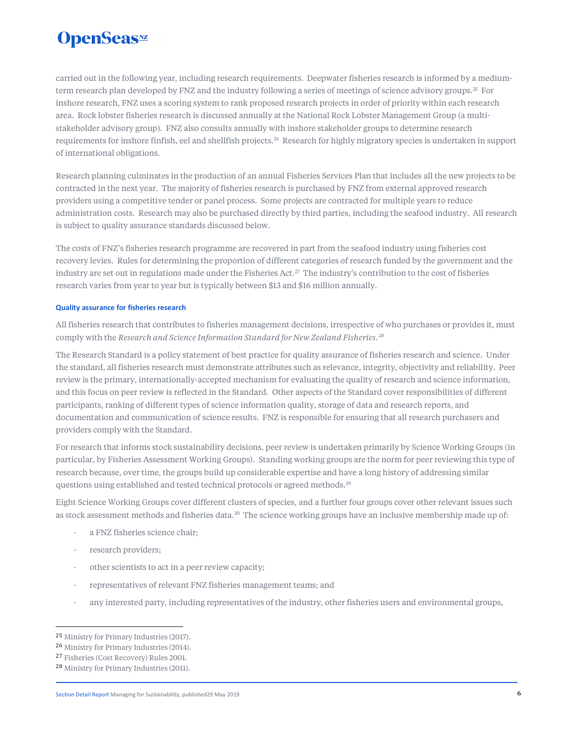carried out in the following year, including research requirements. Deepwater fisheries research is informed by a medium-term research plan developed by FNZ and the industry following a series of meetings of science advisory groups.[25] For inshore research, FNZ uses a scoring system to rank proposed research projects in order of priority within each research area. Rock lobster fisheries research is discussed annually at the National Rock Lobster Management Group (a multi-stakeholder advisory group). FNZ also consults annually with inshore stakeholder groups to determine research requirements for inshore finfish, eel and shellfish projects.[26] Research for highly migratory species is undertaken in support of international obligations.

Research planning culminates in the production of an annual Fisheries Services Plan that includes all the new projects to be contracted in the next year. The majority of fisheries research is purchased by FNZ from external approved research providers using a competitive tender or panel process. Some projects are contracted for multiple years to reduce administration costs. Research may also be purchased directly by third parties, including the seafood industry. All research is subject to quality assurance standards discussed below.

The costs of FNZ's fisheries research programme are recovered in part from the seafood industry using fisheries cost recovery levies. Rules for determining the proportion of different categories of research funded by the government and the industry are set out in regulations made under the Fisheries Act.[27] The industry's contribution to the cost of fisheries research varies from year to year but is typically between $13 and $16 million annually.

#### Quality assurance for fisheries research

All fisheries research that contributes to fisheries management decisions, irrespective of who purchases or provides it, must comply with the *Research and Science Information Standard for New Zealand Fisheries*.[28]

The Research Standard is a policy statement of best practice for quality assurance of fisheries research and science. Under the standard, all fisheries research must demonstrate attributes such as relevance, integrity, objectivity and reliability. Peer review is the primary, internationally-accepted mechanism for evaluating the quality of research and science information, and this focus on peer review is reflected in the Standard. Other aspects of the Standard cover responsibilities of different participants, ranking of different types of science information quality, storage of data and research reports, and documentation and communication of science results. FNZ is responsible for ensuring that all research purchasers and providers comply with the Standard.

For research that informs stock sustainability decisions, peer review is undertaken primarily by Science Working Groups (in particular, by Fisheries Assessment Working Groups). Standing working groups are the norm for peer reviewing this type of research because, over time, the groups build up considerable expertise and have a long history of addressing similar questions using established and tested technical protocols or agreed methods.[29]

Eight Science Working Groups cover different clusters of species, and a further four groups cover other relevant issues such as stock assessment methods and fisheries data.[30] The science working groups have an inclusive membership made up of:

- a FNZ fisheries science chair;
- research providers;
- other scientists to act in a peer review capacity;
- representatives of relevant FNZ fisheries management teams; and
- any interested party, including representatives of the industry, other fisheries users and environmental groups,

---

[25] Ministry for Primary Industries (2017).
[26] Ministry for Primary Industries (2014).
[27] Fisheries (Cost Recovery) Rules 2001.
[28] Ministry for Primary Industries (2011).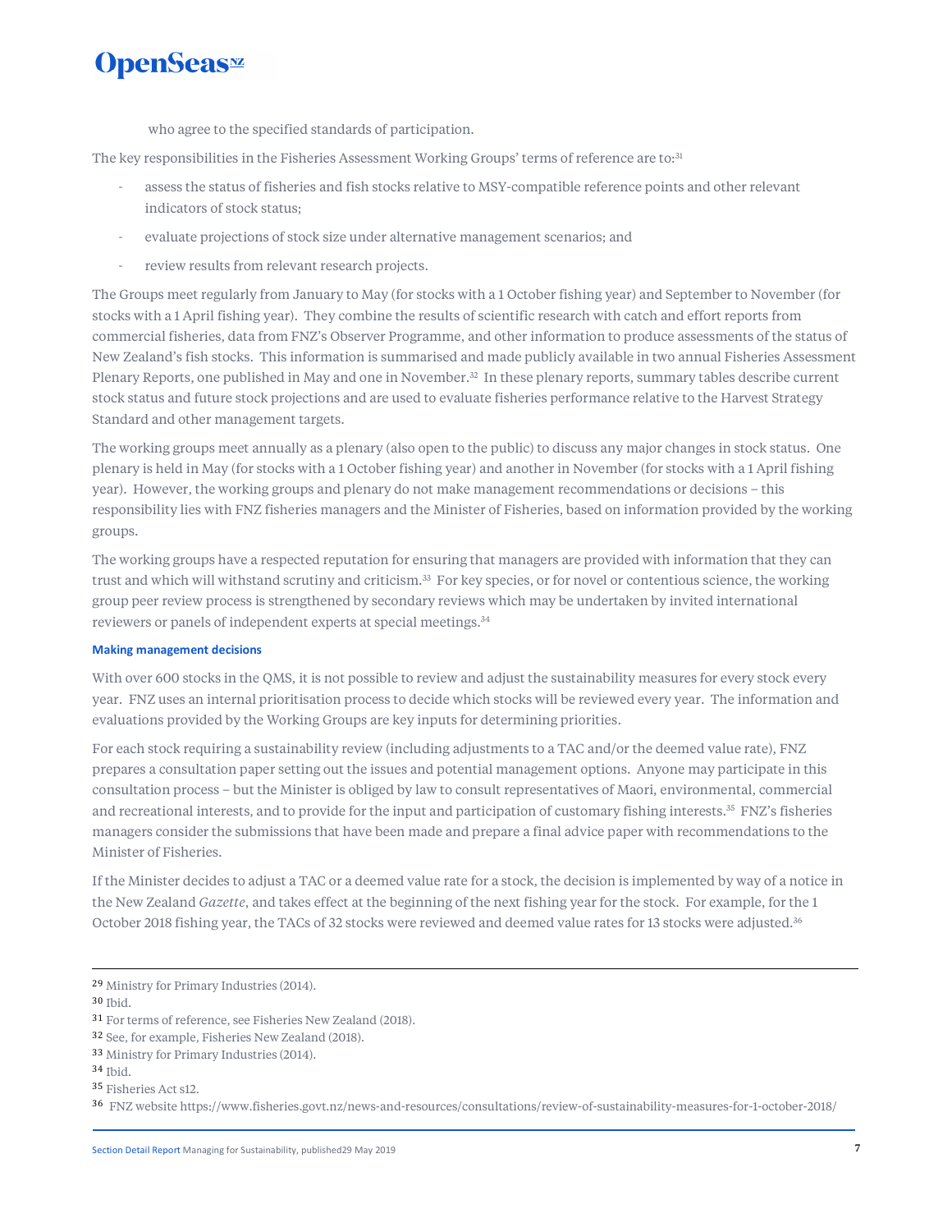who agree to the specified standards of participation.

The key responsibilities in the Fisheries Assessment Working Groups' terms of reference are to:[31]

- assess the status of fisheries and fish stocks relative to MSY-compatible reference points and other relevant indicators of stock status;
- evaluate projections of stock size under alternative management scenarios; and
- review results from relevant research projects.

The Groups meet regularly from January to May (for stocks with a 1 October fishing year) and September to November (for stocks with a 1 April fishing year). They combine the results of scientific research with catch and effort reports from commercial fisheries, data from FNZ's Observer Programme, and other information to produce assessments of the status of New Zealand's fish stocks. This information is summarised and made publicly available in two annual Fisheries Assessment Plenary Reports, one published in May and one in November.[32] In these plenary reports, summary tables describe current stock status and future stock projections and are used to evaluate fisheries performance relative to the Harvest Strategy Standard and other management targets.

The working groups meet annually as a plenary (also open to the public) to discuss any major changes in stock status. One plenary is held in May (for stocks with a 1 October fishing year) and another in November (for stocks with a 1 April fishing year). However, the working groups and plenary do not make management recommendations or decisions – this responsibility lies with FNZ fisheries managers and the Minister of Fisheries, based on information provided by the working groups.

The working groups have a respected reputation for ensuring that managers are provided with information that they can trust and which will withstand scrutiny and criticism.[33] For key species, or for novel or contentious science, the working group peer review process is strengthened by secondary reviews which may be undertaken by invited international reviewers or panels of independent experts at special meetings.[34]

#### Making management decisions

With over 600 stocks in the QMS, it is not possible to review and adjust the sustainability measures for every stock every year. FNZ uses an internal prioritisation process to decide which stocks will be reviewed every year. The information and evaluations provided by the Working Groups are key inputs for determining priorities.

For each stock requiring a sustainability review (including adjustments to a TAC and/or the deemed value rate), FNZ prepares a consultation paper setting out the issues and potential management options. Anyone may participate in this consultation process – but the Minister is obliged by law to consult representatives of Maori, environmental, commercial and recreational interests, and to provide for the input and participation of customary fishing interests.[35] FNZ's fisheries managers consider the submissions that have been made and prepare a final advice paper with recommendations to the Minister of Fisheries.

If the Minister decides to adjust a TAC or a deemed value rate for a stock, the decision is implemented by way of a notice in the New Zealand *Gazette*, and takes effect at the beginning of the next fishing year for the stock. For example, for the 1 October 2018 fishing year, the TACs of 32 stocks were reviewed and deemed value rates for 13 stocks were adjusted.[36]

---

29 Ministry for Primary Industries (2014).

30 Ibid.

31 For terms of reference, see Fisheries New Zealand (2018).

32 See, for example, Fisheries New Zealand (2018).

33 Ministry for Primary Industries (2014).

34 Ibid.

35 Fisheries Act s12.

36 FNZ website https://www.fisheries.govt.nz/news-and-resources/consultations/review-of-sustainability-measures-for-1-october-2018/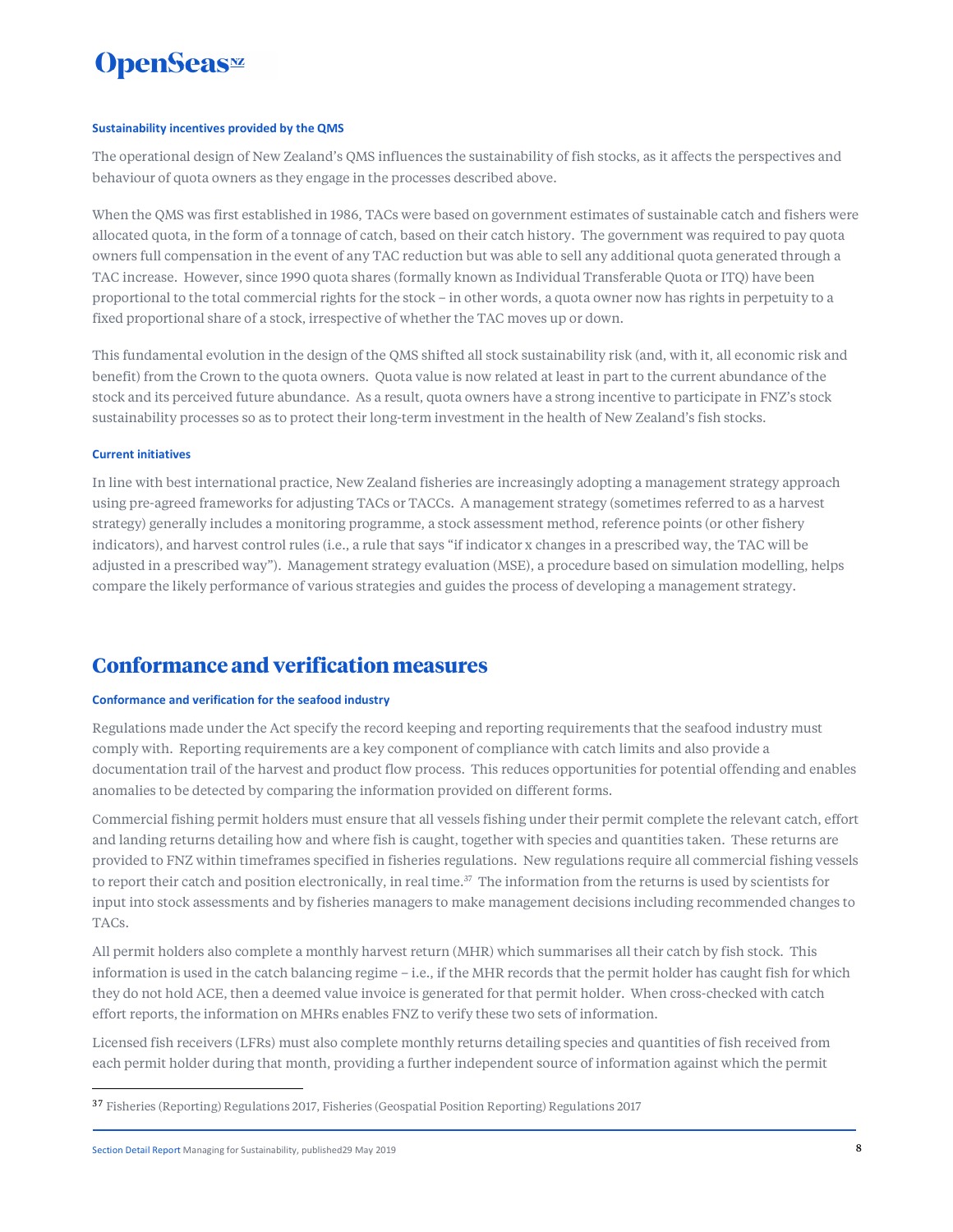#### Sustainability incentives provided by the QMS

The operational design of New Zealand's QMS influences the sustainability of fish stocks, as it affects the perspectives and behaviour of quota owners as they engage in the processes described above.

When the QMS was first established in 1986, TACs were based on government estimates of sustainable catch and fishers were allocated quota, in the form of a tonnage of catch, based on their catch history. The government was required to pay quota owners full compensation in the event of any TAC reduction but was able to sell any additional quota generated through a TAC increase. However, since 1990 quota shares (formally known as Individual Transferable Quota or ITQ) have been proportional to the total commercial rights for the stock – in other words, a quota owner now has rights in perpetuity to a fixed proportional share of a stock, irrespective of whether the TAC moves up or down.

This fundamental evolution in the design of the QMS shifted all stock sustainability risk (and, with it, all economic risk and benefit) from the Crown to the quota owners. Quota value is now related at least in part to the current abundance of the stock and its perceived future abundance. As a result, quota owners have a strong incentive to participate in FNZ's stock sustainability processes so as to protect their long-term investment in the health of New Zealand's fish stocks.

#### Current initiatives

In line with best international practice, New Zealand fisheries are increasingly adopting a management strategy approach using pre-agreed frameworks for adjusting TACs or TACCs. A management strategy (sometimes referred to as a harvest strategy) generally includes a monitoring programme, a stock assessment method, reference points (or other fishery indicators), and harvest control rules (i.e., a rule that says "if indicator x changes in a prescribed way, the TAC will be adjusted in a prescribed way"). Management strategy evaluation (MSE), a procedure based on simulation modelling, helps compare the likely performance of various strategies and guides the process of developing a management strategy.

## Conformance and verification measures

#### Conformance and verification for the seafood industry

Regulations made under the Act specify the record keeping and reporting requirements that the seafood industry must comply with. Reporting requirements are a key component of compliance with catch limits and also provide a documentation trail of the harvest and product flow process. This reduces opportunities for potential offending and enables anomalies to be detected by comparing the information provided on different forms.

Commercial fishing permit holders must ensure that all vessels fishing under their permit complete the relevant catch, effort and landing returns detailing how and where fish is caught, together with species and quantities taken. These returns are provided to FNZ within timeframes specified in fisheries regulations. New regulations require all commercial fishing vessels to report their catch and position electronically, in real time.[37] The information from the returns is used by scientists for input into stock assessments and by fisheries managers to make management decisions including recommended changes to TACs.

All permit holders also complete a monthly harvest return (MHR) which summarises all their catch by fish stock. This information is used in the catch balancing regime – i.e., if the MHR records that the permit holder has caught fish for which they do not hold ACE, then a deemed value invoice is generated for that permit holder. When cross-checked with catch effort reports, the information on MHRs enables FNZ to verify these two sets of information.

Licensed fish receivers (LFRs) must also complete monthly returns detailing species and quantities of fish received from each permit holder during that month, providing a further independent source of information against which the permit

[37] Fisheries (Reporting) Regulations 2017, Fisheries (Geospatial Position Reporting) Regulations 2017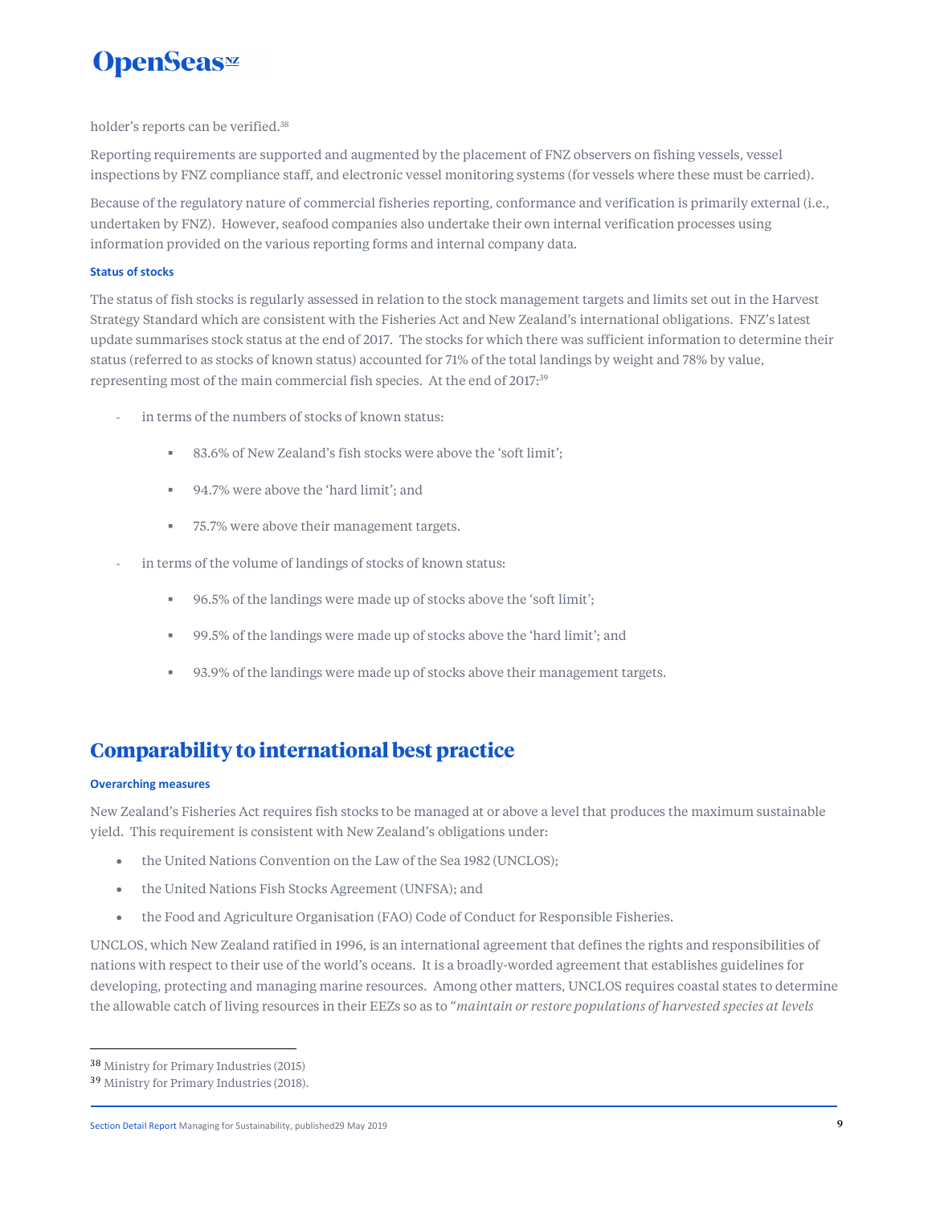holder's reports can be verified.[38]

Reporting requirements are supported and augmented by the placement of FNZ observers on fishing vessels, vessel inspections by FNZ compliance staff, and electronic vessel monitoring systems (for vessels where these must be carried).

Because of the regulatory nature of commercial fisheries reporting, conformance and verification is primarily external (i.e., undertaken by FNZ). However, seafood companies also undertake their own internal verification processes using information provided on the various reporting forms and internal company data.

#### Status of stocks

The status of fish stocks is regularly assessed in relation to the stock management targets and limits set out in the Harvest Strategy Standard which are consistent with the Fisheries Act and New Zealand's international obligations. FNZ's latest update summarises stock status at the end of 2017. The stocks for which there was sufficient information to determine their status (referred to as stocks of known status) accounted for 71% of the total landings by weight and 78% by value, representing most of the main commercial fish species. At the end of 2017:[39]

- in terms of the numbers of stocks of known status:
  - 83.6% of New Zealand's fish stocks were above the 'soft limit';
  - 94.7% were above the 'hard limit'; and
  - 75.7% were above their management targets.
- in terms of the volume of landings of stocks of known status:
  - 96.5% of the landings were made up of stocks above the 'soft limit';
  - 99.5% of the landings were made up of stocks above the 'hard limit'; and
  - 93.9% of the landings were made up of stocks above their management targets.

## Comparability to international best practice

#### Overarching measures

New Zealand's Fisheries Act requires fish stocks to be managed at or above a level that produces the maximum sustainable yield. This requirement is consistent with New Zealand's obligations under:

- the United Nations Convention on the Law of the Sea 1982 (UNCLOS);
- the United Nations Fish Stocks Agreement (UNFSA); and
- the Food and Agriculture Organisation (FAO) Code of Conduct for Responsible Fisheries.

UNCLOS, which New Zealand ratified in 1996, is an international agreement that defines the rights and responsibilities of nations with respect to their use of the world's oceans. It is a broadly-worded agreement that establishes guidelines for developing, protecting and managing marine resources. Among other matters, UNCLOS requires coastal states to determine the allowable catch of living resources in their EEZs so as to "*maintain or restore populations of harvested species at levels*

---

[38] Ministry for Primary Industries (2015)

[39] Ministry for Primary Industries (2018).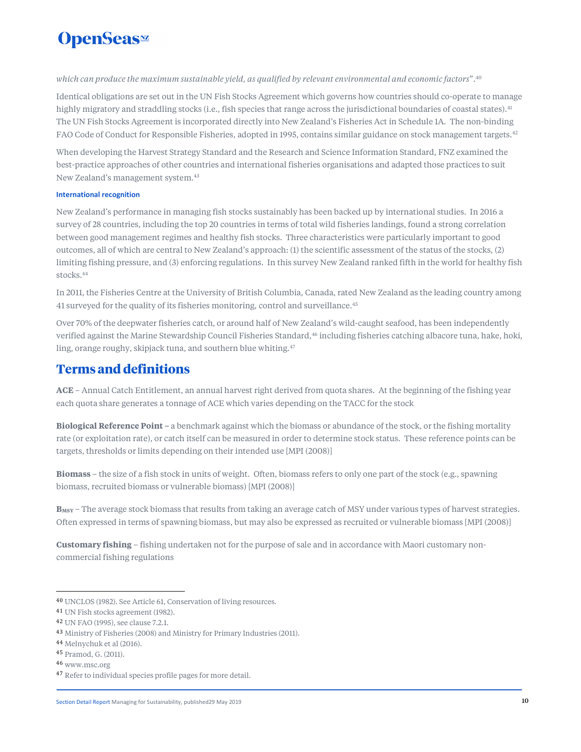*which can produce the maximum sustainable yield, as qualified by relevant environmental and economic factors*".[40]

Identical obligations are set out in the UN Fish Stocks Agreement which governs how countries should co-operate to manage highly migratory and straddling stocks (i.e., fish species that range across the jurisdictional boundaries of coastal states).[41] The UN Fish Stocks Agreement is incorporated directly into New Zealand's Fisheries Act in Schedule 1A. The non-binding FAO Code of Conduct for Responsible Fisheries, adopted in 1995, contains similar guidance on stock management targets.[42]

When developing the Harvest Strategy Standard and the Research and Science Information Standard, FNZ examined the best-practice approaches of other countries and international fisheries organisations and adapted those practices to suit New Zealand's management system.[43]

#### International recognition

New Zealand's performance in managing fish stocks sustainably has been backed up by international studies. In 2016 a survey of 28 countries, including the top 20 countries in terms of total wild fisheries landings, found a strong correlation between good management regimes and healthy fish stocks. Three characteristics were particularly important to good outcomes, all of which are central to New Zealand's approach: (1) the scientific assessment of the status of the stocks, (2) limiting fishing pressure, and (3) enforcing regulations. In this survey New Zealand ranked fifth in the world for healthy fish stocks.[44]

In 2011, the Fisheries Centre at the University of British Columbia, Canada, rated New Zealand as the leading country among 41 surveyed for the quality of its fisheries monitoring, control and surveillance.[45]

Over 70% of the deepwater fisheries catch, or around half of New Zealand's wild-caught seafood, has been independently verified against the Marine Stewardship Council Fisheries Standard,[46] including fisheries catching albacore tuna, hake, hoki, ling, orange roughy, skipjack tuna, and southern blue whiting.[47]

## Terms and definitions

**ACE** – Annual Catch Entitlement, an annual harvest right derived from quota shares. At the beginning of the fishing year each quota share generates a tonnage of ACE which varies depending on the TACC for the stock

**Biological Reference Point** – a benchmark against which the biomass or abundance of the stock, or the fishing mortality rate (or exploitation rate), or catch itself can be measured in order to determine stock status. These reference points can be targets, thresholds or limits depending on their intended use [MPI (2008)]

**Biomass** – the size of a fish stock in units of weight. Often, biomass refers to only one part of the stock (e.g., spawning biomass, recruited biomass or vulnerable biomass) [MPI (2008)]

**$B_{MSY}$** – The average stock biomass that results from taking an average catch of MSY under various types of harvest strategies. Often expressed in terms of spawning biomass, but may also be expressed as recruited or vulnerable biomass [MPI (2008)]

**Customary fishing** – fishing undertaken not for the purpose of sale and in accordance with Maori customary non-commercial fishing regulations

---

40 UNCLOS (1982). See Article 61, Conservation of living resources.

41 UN Fish stocks agreement (1982).

42 UN FAO (1995), see clause 7.2.1.

43 Ministry of Fisheries (2008) and Ministry for Primary Industries (2011).

44 Melnychuk et al (2016).

45 Pramod, G. (2011).

46 www.msc.org

47 Refer to individual species profile pages for more detail.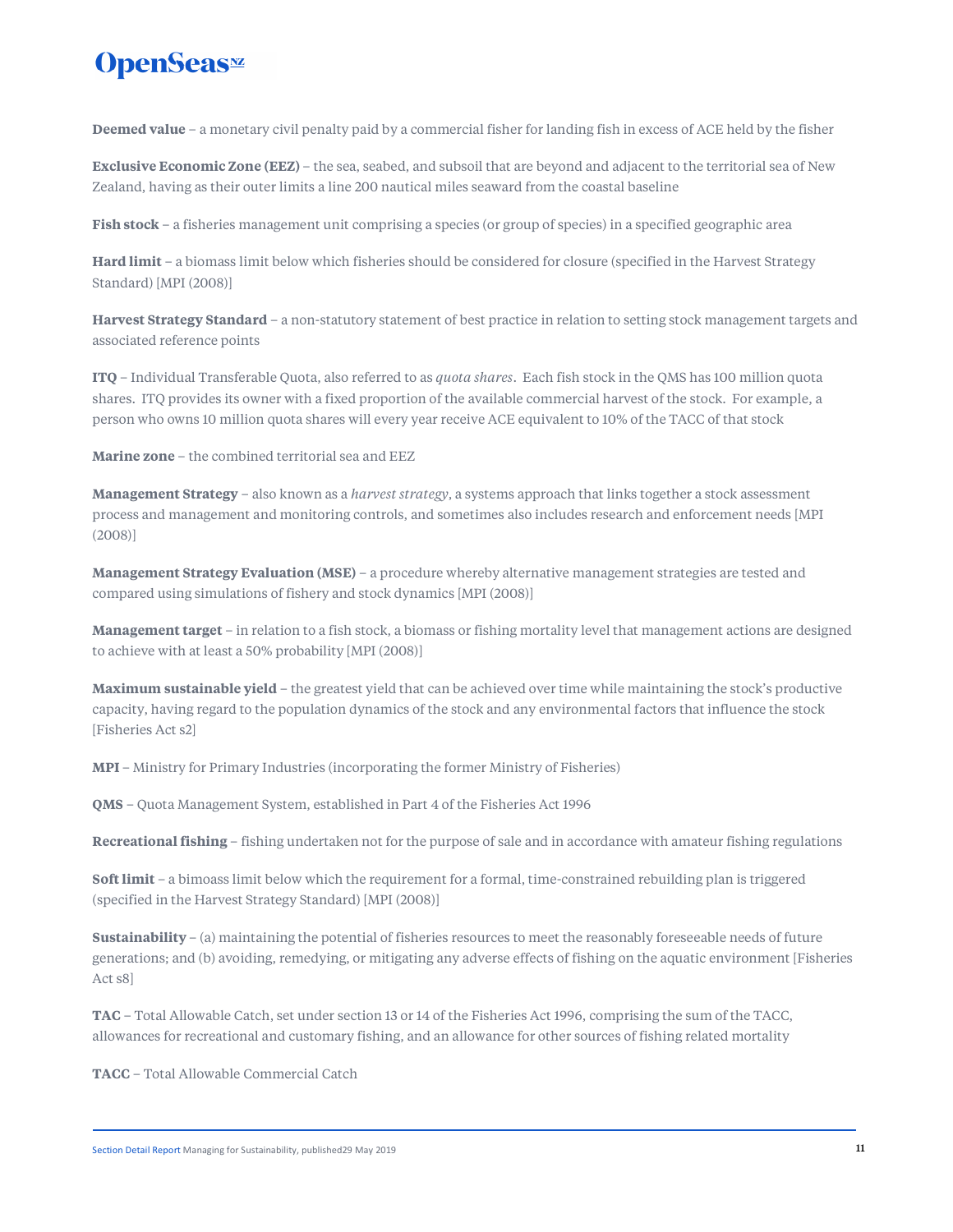**Deemed value** – a monetary civil penalty paid by a commercial fisher for landing fish in excess of ACE held by the fisher

**Exclusive Economic Zone (EEZ)** – the sea, seabed, and subsoil that are beyond and adjacent to the territorial sea of New Zealand, having as their outer limits a line 200 nautical miles seaward from the coastal baseline

**Fish stock** – a fisheries management unit comprising a species (or group of species) in a specified geographic area

**Hard limit** – a biomass limit below which fisheries should be considered for closure (specified in the Harvest Strategy Standard) [MPI (2008)]

**Harvest Strategy Standard** – a non-statutory statement of best practice in relation to setting stock management targets and associated reference points

**ITQ** – Individual Transferable Quota, also referred to as *quota shares*. Each fish stock in the QMS has 100 million quota shares. ITQ provides its owner with a fixed proportion of the available commercial harvest of the stock. For example, a person who owns 10 million quota shares will every year receive ACE equivalent to 10% of the TACC of that stock

**Marine zone** – the combined territorial sea and EEZ

**Management Strategy** – also known as a *harvest strategy*, a systems approach that links together a stock assessment process and management and monitoring controls, and sometimes also includes research and enforcement needs [MPI (2008)]

**Management Strategy Evaluation (MSE)** – a procedure whereby alternative management strategies are tested and compared using simulations of fishery and stock dynamics [MPI (2008)]

**Management target** – in relation to a fish stock, a biomass or fishing mortality level that management actions are designed to achieve with at least a 50% probability [MPI (2008)]

**Maximum sustainable yield** – the greatest yield that can be achieved over time while maintaining the stock's productive capacity, having regard to the population dynamics of the stock and any environmental factors that influence the stock [Fisheries Act s2]

**MPI** – Ministry for Primary Industries (incorporating the former Ministry of Fisheries)

**QMS** – Quota Management System, established in Part 4 of the Fisheries Act 1996

**Recreational fishing** – fishing undertaken not for the purpose of sale and in accordance with amateur fishing regulations

**Soft limit** – a bimoass limit below which the requirement for a formal, time-constrained rebuilding plan is triggered (specified in the Harvest Strategy Standard) [MPI (2008)]

**Sustainability** – (a) maintaining the potential of fisheries resources to meet the reasonably foreseeable needs of future generations; and (b) avoiding, remedying, or mitigating any adverse effects of fishing on the aquatic environment [Fisheries Act s8]

**TAC** – Total Allowable Catch, set under section 13 or 14 of the Fisheries Act 1996, comprising the sum of the TACC, allowances for recreational and customary fishing, and an allowance for other sources of fishing related mortality

**TACC** – Total Allowable Commercial Catch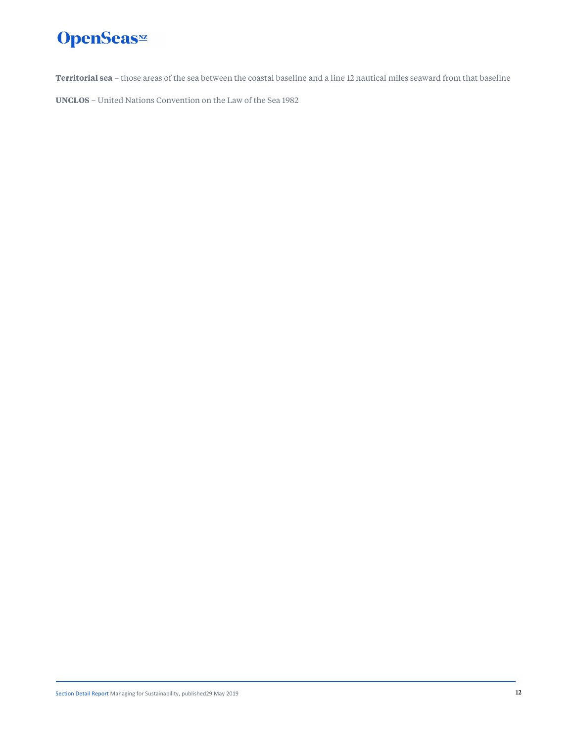**Territorial sea** – those areas of the sea between the coastal baseline and a line 12 nautical miles seaward from that baseline

**UNCLOS** – United Nations Convention on the Law of the Sea 1982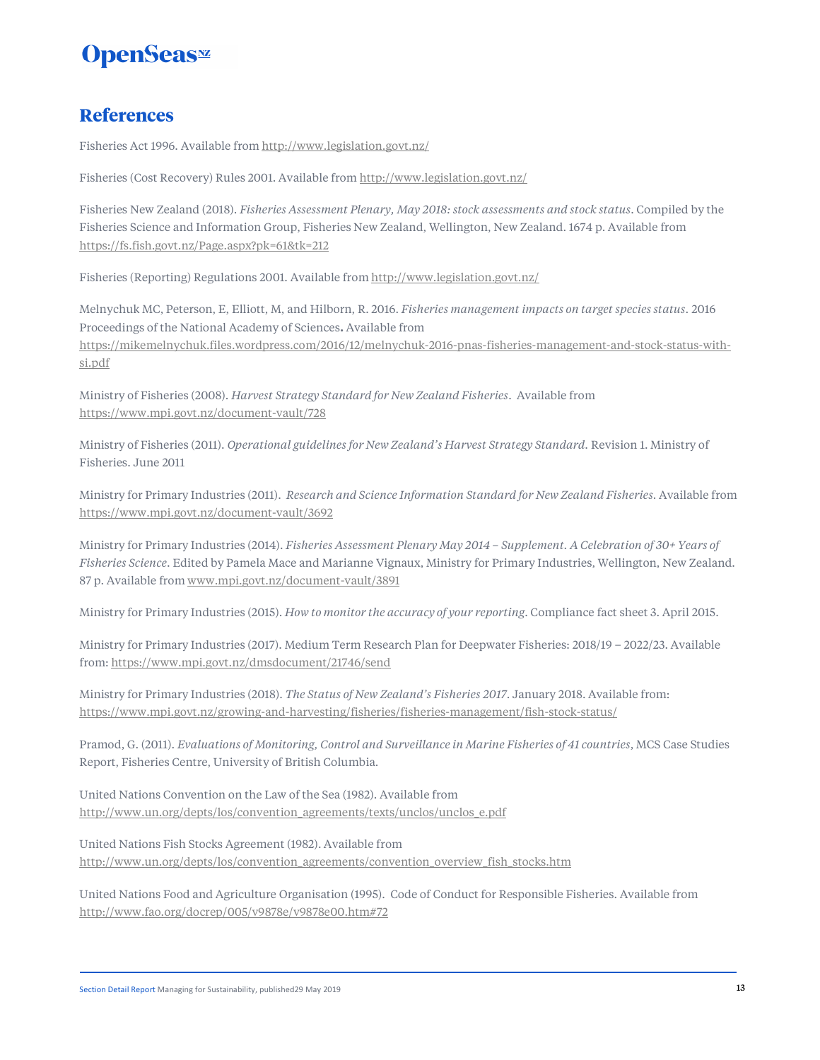## References

Fisheries Act 1996. Available from http://www.legislation.govt.nz/

Fisheries (Cost Recovery) Rules 2001. Available from http://www.legislation.govt.nz/

Fisheries New Zealand (2018). *Fisheries Assessment Plenary, May 2018: stock assessments and stock status*. Compiled by the Fisheries Science and Information Group, Fisheries New Zealand, Wellington, New Zealand. 1674 p. Available from https://fs.fish.govt.nz/Page.aspx?pk=61&tk=212

Fisheries (Reporting) Regulations 2001. Available from http://www.legislation.govt.nz/

Melnychuk MC, Peterson, E, Elliott, M, and Hilborn, R. 2016. *Fisheries management impacts on target species status*. 2016 Proceedings of the National Academy of Sciences**.** Available from https://mikemelnychuk.files.wordpress.com/2016/12/melnychuk-2016-pnas-fisheries-management-and-stock-status-with-si.pdf

Ministry of Fisheries (2008). *Harvest Strategy Standard for New Zealand Fisheries*. Available from https://www.mpi.govt.nz/document-vault/728

Ministry of Fisheries (2011). *Operational guidelines for New Zealand's Harvest Strategy Standard*. Revision 1. Ministry of Fisheries. June 2011

Ministry for Primary Industries (2011). *Research and Science Information Standard for New Zealand Fisheries*. Available from https://www.mpi.govt.nz/document-vault/3692

Ministry for Primary Industries (2014). *Fisheries Assessment Plenary May 2014 – Supplement. A Celebration of 30+ Years of Fisheries Science*. Edited by Pamela Mace and Marianne Vignaux, Ministry for Primary Industries, Wellington, New Zealand. 87 p. Available from www.mpi.govt.nz/document-vault/3891

Ministry for Primary Industries (2015). *How to monitor the accuracy of your reporting*. Compliance fact sheet 3. April 2015.

Ministry for Primary Industries (2017). Medium Term Research Plan for Deepwater Fisheries: 2018/19 – 2022/23. Available from: https://www.mpi.govt.nz/dmsdocument/21746/send

Ministry for Primary Industries (2018). *The Status of New Zealand's Fisheries 2017*. January 2018. Available from: https://www.mpi.govt.nz/growing-and-harvesting/fisheries/fisheries-management/fish-stock-status/

Pramod, G. (2011). *Evaluations of Monitoring, Control and Surveillance in Marine Fisheries of 41 countries*, MCS Case Studies Report, Fisheries Centre, University of British Columbia.

United Nations Convention on the Law of the Sea (1982). Available from http://www.un.org/depts/los/convention_agreements/texts/unclos/unclos_e.pdf

United Nations Fish Stocks Agreement (1982). Available from http://www.un.org/depts/los/convention_agreements/convention_overview_fish_stocks.htm

United Nations Food and Agriculture Organisation (1995). Code of Conduct for Responsible Fisheries. Available from http://www.fao.org/docrep/005/v9878e/v9878e00.htm#72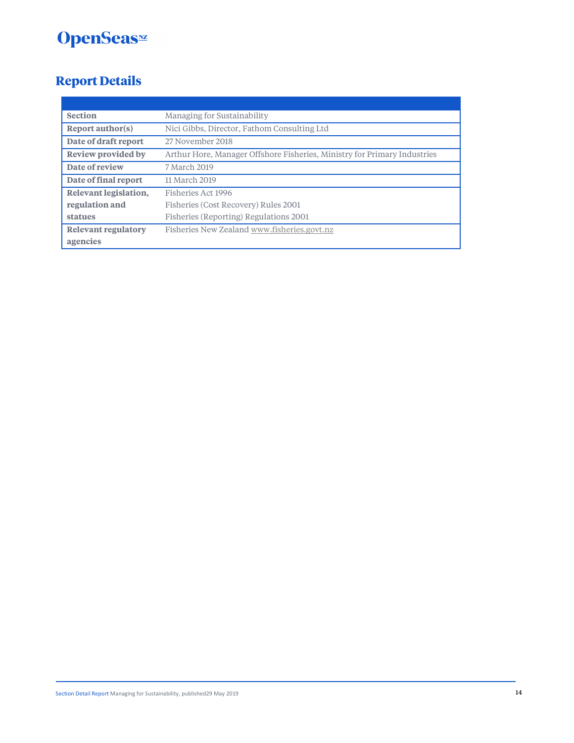## Report Details

| | |
|---|---|
| **Section** | Managing for Sustainability |
| **Report author(s)** | Nici Gibbs, Director, Fathom Consulting Ltd |
| **Date of draft report** | 27 November 2018 |
| **Review provided by** | Arthur Hore, Manager Offshore Fisheries, Ministry for Primary Industries |
| **Date of review** | 7 March 2019 |
| **Date of final report** | 11 March 2019 |
| **Relevant legislation, regulation and statues** | Fisheries Act 1996<br>Fisheries (Cost Recovery) Rules 2001<br>Fisheries (Reporting) Regulations 2001 |
| **Relevant regulatory agencies** | Fisheries New Zealand www.fisheries.govt.nz |